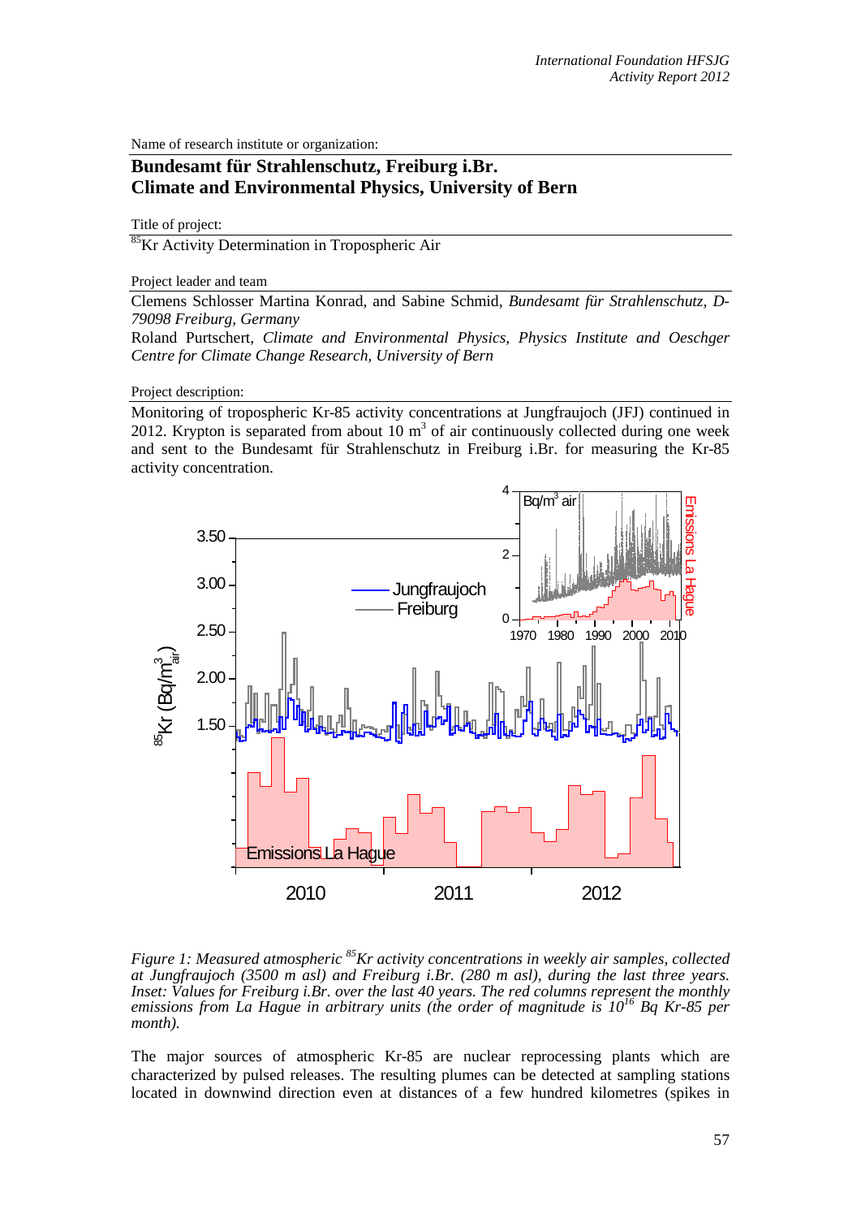Name of research institute or organization:

**Bundesamt für Strahlenschutz, Freiburg i.Br.**
**Climate and Environmental Physics, University of Bern**

Title of project:

$^{85}$Kr Activity Determination in Tropospheric Air

Project leader and team

Clemens Schlosser Martina Konrad, and Sabine Schmid, *Bundesamt für Strahlenschutz, D-79098 Freiburg, Germany*
Roland Purtschert, *Climate and Environmental Physics, Physics Institute and Oeschger Centre for Climate Change Research, University of Bern*

Project description:

Monitoring of tropospheric Kr-85 activity concentrations at Jungfraujoch (JFJ) continued in 2012. Krypton is separated from about 10 m$^3$ of air continuously collected during one week and sent to the Bundesamt für Strahlenschutz in Freiburg i.Br. for measuring the Kr-85 activity concentration.

*Figure 1: Measured atmospheric $^{85}$Kr activity concentrations in weekly air samples, collected at Jungfraujoch (3500 m asl) and Freiburg i.Br. (280 m asl), during the last three years. Inset: Values for Freiburg i.Br. over the last 40 years. The red columns represent the monthly emissions from La Hague in arbitrary units (the order of magnitude is $10^{16}$ Bq Kr-85 per month).*

The major sources of atmospheric Kr-85 are nuclear reprocessing plants which are characterized by pulsed releases. The resulting plumes can be detected at sampling stations located in downwind direction even at distances of a few hundred kilometres (spikes in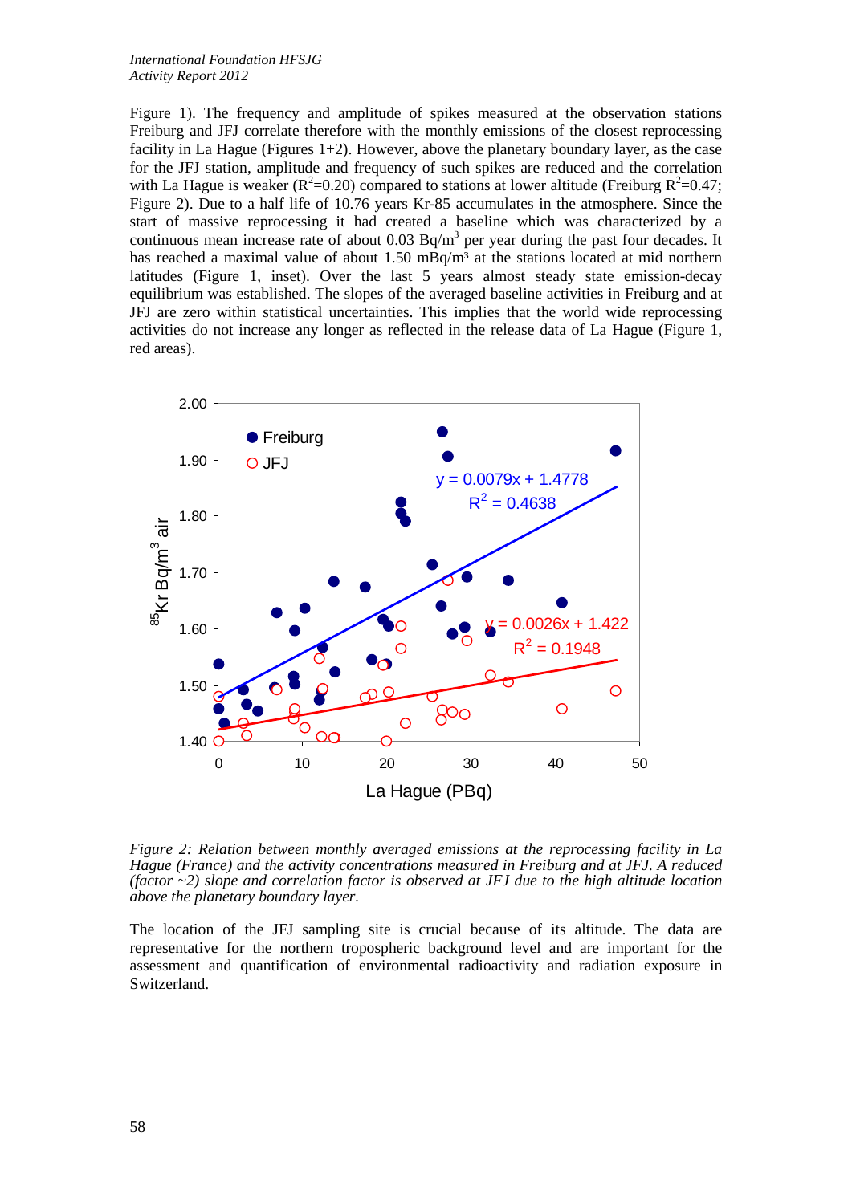Figure 1). The frequency and amplitude of spikes measured at the observation stations Freiburg and JFJ correlate therefore with the monthly emissions of the closest reprocessing facility in La Hague (Figures 1+2). However, above the planetary boundary layer, as the case for the JFJ station, amplitude and frequency of such spikes are reduced and the correlation with La Hague is weaker ($R^2$=0.20) compared to stations at lower altitude (Freiburg $R^2$=0.47; Figure 2). Due to a half life of 10.76 years Kr-85 accumulates in the atmosphere. Since the start of massive reprocessing it had created a baseline which was characterized by a continuous mean increase rate of about 0.03 Bq/m$^3$ per year during the past four decades. It has reached a maximal value of about 1.50 mBq/m³ at the stations located at mid northern latitudes (Figure 1, inset). Over the last 5 years almost steady state emission-decay equilibrium was established. The slopes of the averaged baseline activities in Freiburg and at JFJ are zero within statistical uncertainties. This implies that the world wide reprocessing activities do not increase any longer as reflected in the release data of La Hague (Figure 1, red areas).

*Figure 2: Relation between monthly averaged emissions at the reprocessing facility in La Hague (France) and the activity concentrations measured in Freiburg and at JFJ. A reduced (factor ~2) slope and correlation factor is observed at JFJ due to the high altitude location above the planetary boundary layer.*

The location of the JFJ sampling site is crucial because of its altitude. The data are representative for the northern tropospheric background level and are important for the assessment and quantification of environmental radioactivity and radiation exposure in Switzerland.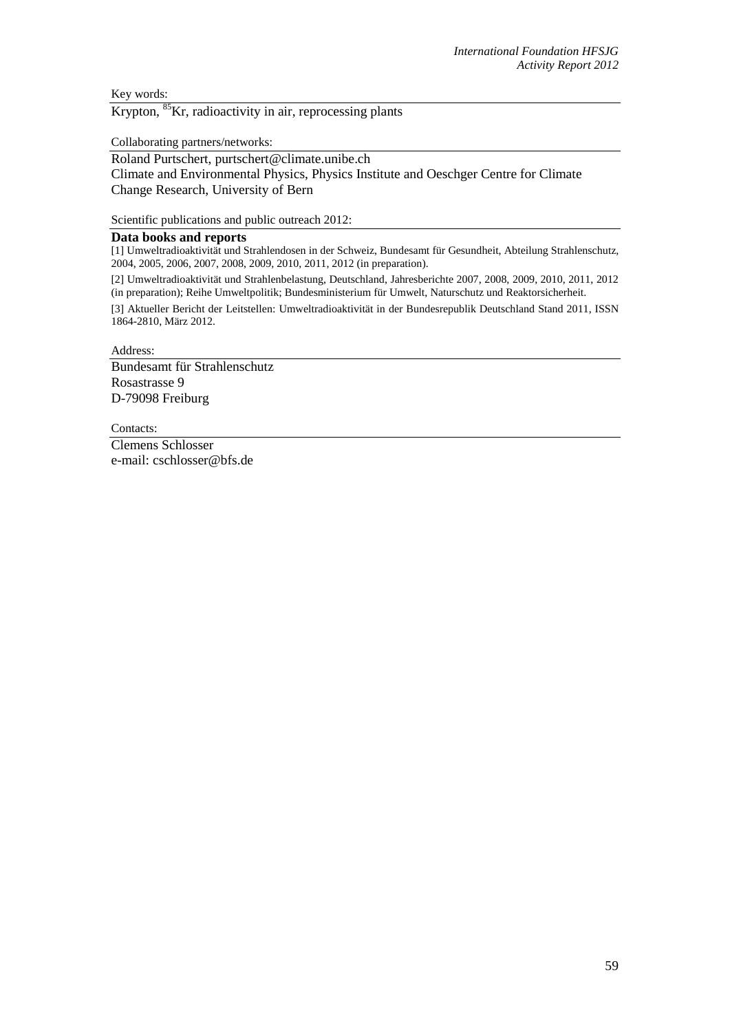Key words:

Krypton, $^{85}Kr$, radioactivity in air, reprocessing plants

Collaborating partners/networks:

Roland Purtschert, purtschert@climate.unibe.ch
Climate and Environmental Physics, Physics Institute and Oeschger Centre for Climate Change Research, University of Bern

Scientific publications and public outreach 2012:

**Data books and reports**

[1] Umweltradioaktivität und Strahlendosen in der Schweiz, Bundesamt für Gesundheit, Abteilung Strahlenschutz, 2004, 2005, 2006, 2007, 2008, 2009, 2010, 2011, 2012 (in preparation).

[2] Umweltradioaktivität und Strahlenbelastung, Deutschland, Jahresberichte 2007, 2008, 2009, 2010, 2011, 2012 (in preparation); Reihe Umweltpolitik; Bundesministerium für Umwelt, Naturschutz und Reaktorsicherheit.

[3] Aktueller Bericht der Leitstellen: Umweltradioaktivität in der Bundesrepublik Deutschland Stand 2011, ISSN 1864-2810, März 2012.

Address:

Bundesamt für Strahlenschutz
Rosastrasse 9
D-79098 Freiburg

Contacts:

Clemens Schlosser
e-mail: cschlosser@bfs.de